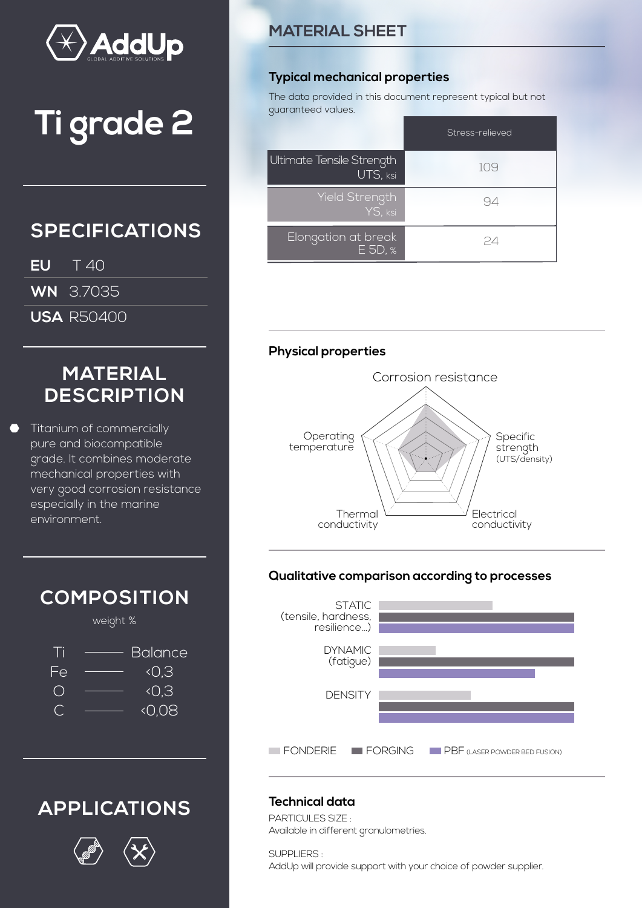# AddUp

GLOBAL ADDITIVE SOLUTIONS

# Ti grade 2

## SPECIFICATIONS

**EU** T 40

**WN** 3.7035

**USA** R50400

## MATERIAL DESCRIPTION

- Titanium of commercially pure and biocompatible grade. It combines moderate mechanical properties with very good corrosion resistance especially in the marine environment.

## COMPOSITION

weight %

| Element | |
|---|---|
| Ti | Balance |
| Fe | <0,3 |
| O | <0,3 |
| C | <0,08 |

## APPLICATIONS

## MATERIAL SHEET

### Typical mechanical properties

The data provided in this document represent typical but not guaranteed values.

| | Stress-relieved |
|---|---|
| Ultimate Tensile Strength UTS, ksi | 109 |
| Yield Strength YS, ksi | 94 |
| Elongation at break E 5D, % | 24 |

### Physical properties

Corrosion resistance

Operating temperature

Specific strength (UTS/density)

Thermal conductivity

Electrical conductivity

### Qualitative comparison according to processes

STATIC (tensile, hardness, resilience...)

DYNAMIC (fatigue)

DENSITY

FONDERIE   FORGING   PBF (LASER POWDER BED FUSION)

### Technical data

PARTICULES SIZE :
Available in different granulometries.

SUPPLIERS :
AddUp will provide support with your choice of powder supplier.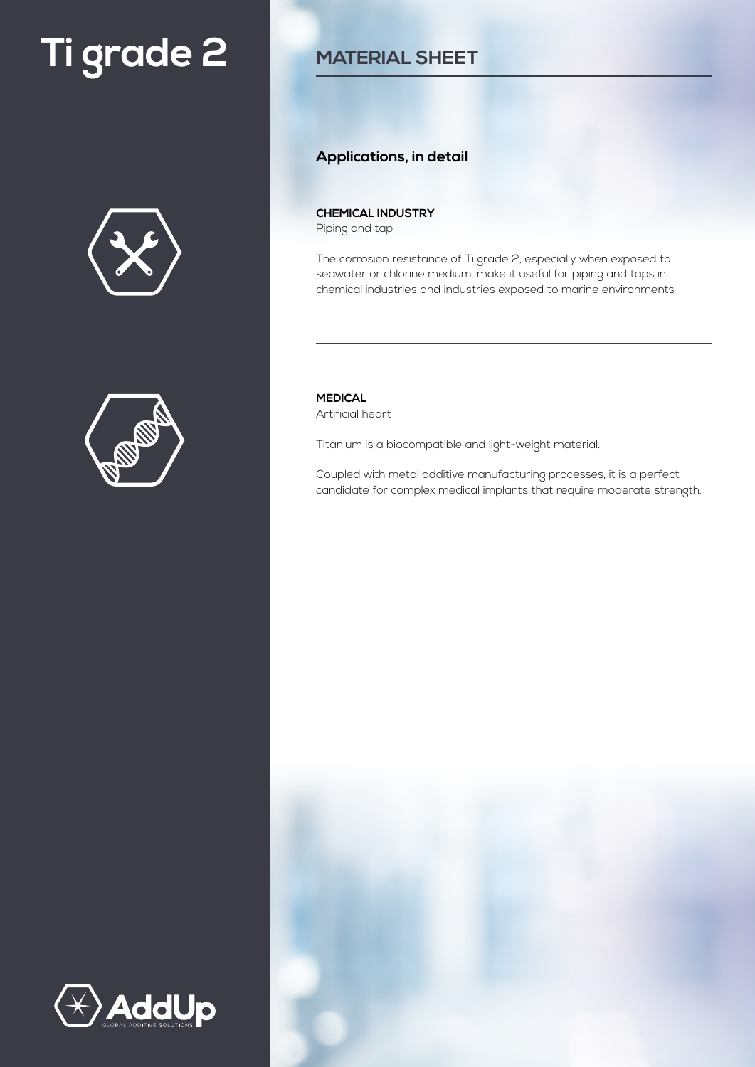# Ti grade 2

## MATERIAL SHEET

### Applications, in detail

**CHEMICAL INDUSTRY**
Piping and tap

The corrosion resistance of Ti grade 2, especially when exposed to seawater or chlorine medium, make it useful for piping and taps in chemical industries and industries exposed to marine environments

---

**MEDICAL**
Artificial heart

Titanium is a biocompatible and light-weight material.

Coupled with metal additive manufacturing processes, it is a perfect candidate for complex medical implants that require moderate strength.

AddUp
GLOBAL ADDITIVE SOLUTIONS